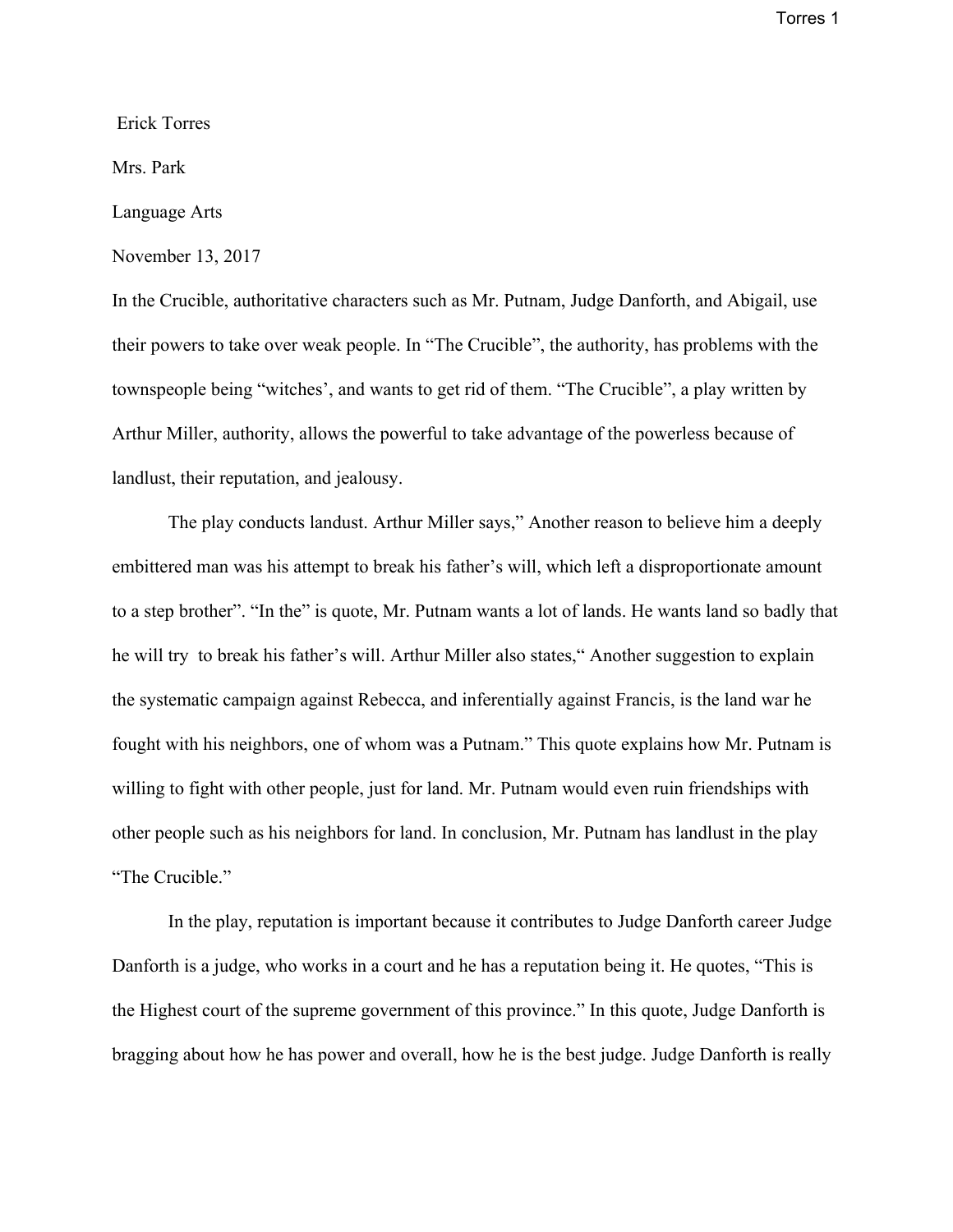Erick Torres

Mrs. Park

Language Arts

November 13, 2017

In the Crucible, authoritative characters such as Mr. Putnam, Judge Danforth, and Abigail, use their powers to take over weak people. In "The Crucible", the authority, has problems with the townspeople being "witches', and wants to get rid of them. "The Crucible", a play written by Arthur Miller, authority, allows the powerful to take advantage of the powerless because of landlust, their reputation, and jealousy.

The play conducts landust. Arthur Miller says," Another reason to believe him a deeply embittered man was his attempt to break his father's will, which left a disproportionate amount to a step brother". "In the" is quote, Mr. Putnam wants a lot of lands. He wants land so badly that he will try to break his father's will. Arthur Miller also states," Another suggestion to explain the systematic campaign against Rebecca, and inferentially against Francis, is the land war he fought with his neighbors, one of whom was a Putnam." This quote explains how Mr. Putnam is willing to fight with other people, just for land. Mr. Putnam would even ruin friendships with other people such as his neighbors for land. In conclusion, Mr. Putnam has landlust in the play "The Crucible."

In the play, reputation is important because it contributes to Judge Danforth career Judge Danforth is a judge, who works in a court and he has a reputation being it. He quotes, "This is the Highest court of the supreme government of this province." In this quote, Judge Danforth is bragging about how he has power and overall, how he is the best judge. Judge Danforth is really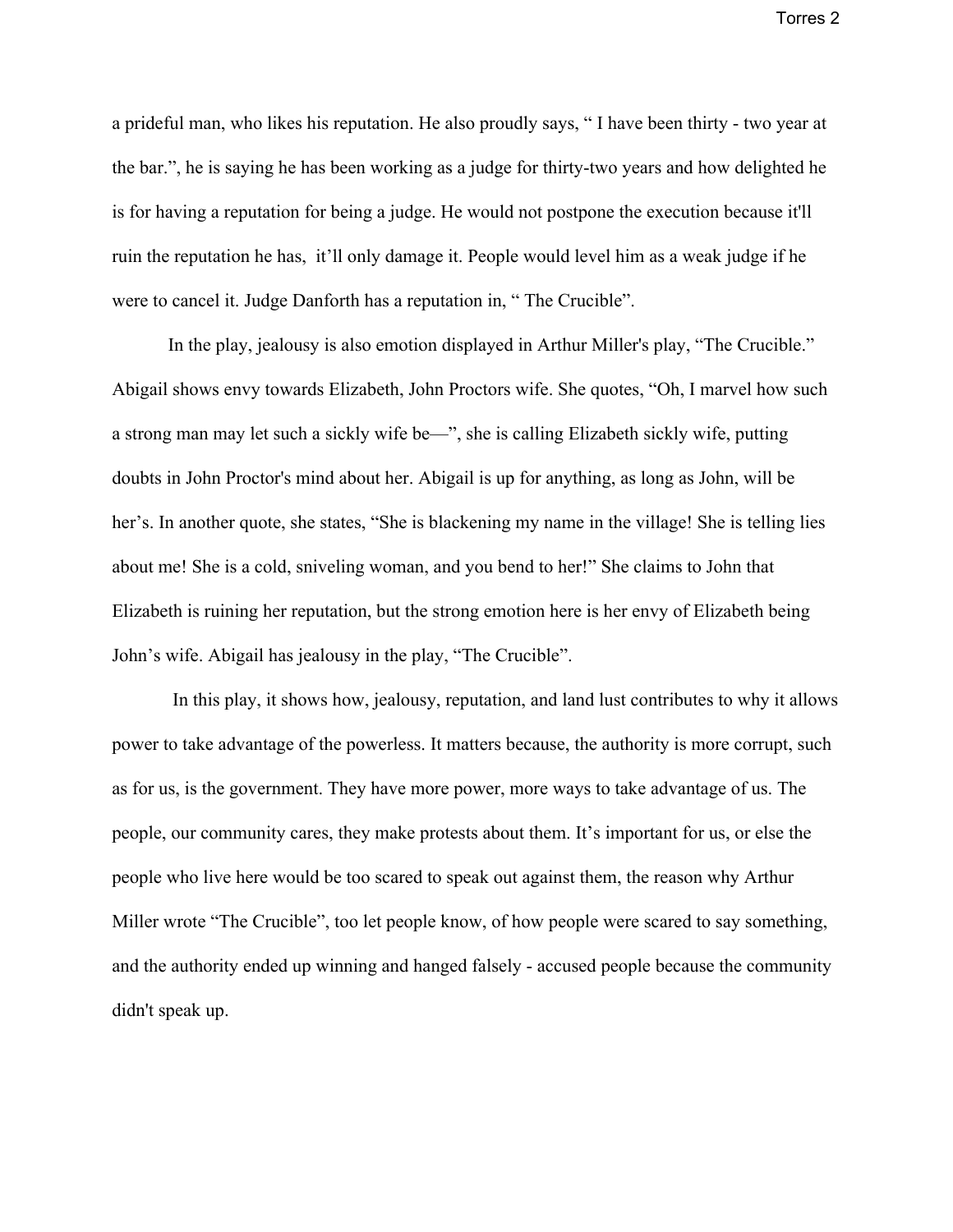a prideful man, who likes his reputation. He also proudly says, " I have been thirty - two year at the bar.", he is saying he has been working as a judge for thirty-two years and how delighted he is for having a reputation for being a judge. He would not postpone the execution because it'll ruin the reputation he has,  it'll only damage it. People would level him as a weak judge if he were to cancel it. Judge Danforth has a reputation in, " The Crucible".

In the play, jealousy is also emotion displayed in Arthur Miller's play, "The Crucible." Abigail shows envy towards Elizabeth, John Proctors wife. She quotes, "Oh, I marvel how such a strong man may let such a sickly wife be—", she is calling Elizabeth sickly wife, putting doubts in John Proctor's mind about her. Abigail is up for anything, as long as John, will be her's. In another quote, she states, "She is blackening my name in the village! She is telling lies about me! She is a cold, sniveling woman, and you bend to her!" She claims to John that Elizabeth is ruining her reputation, but the strong emotion here is her envy of Elizabeth being John's wife. Abigail has jealousy in the play, "The Crucible".

In this play, it shows how, jealousy, reputation, and land lust contributes to why it allows power to take advantage of the powerless. It matters because, the authority is more corrupt, such as for us, is the government. They have more power, more ways to take advantage of us. The people, our community cares, they make protests about them. It's important for us, or else the people who live here would be too scared to speak out against them, the reason why Arthur Miller wrote "The Crucible", too let people know, of how people were scared to say something, and the authority ended up winning and hanged falsely - accused people because the community didn't speak up.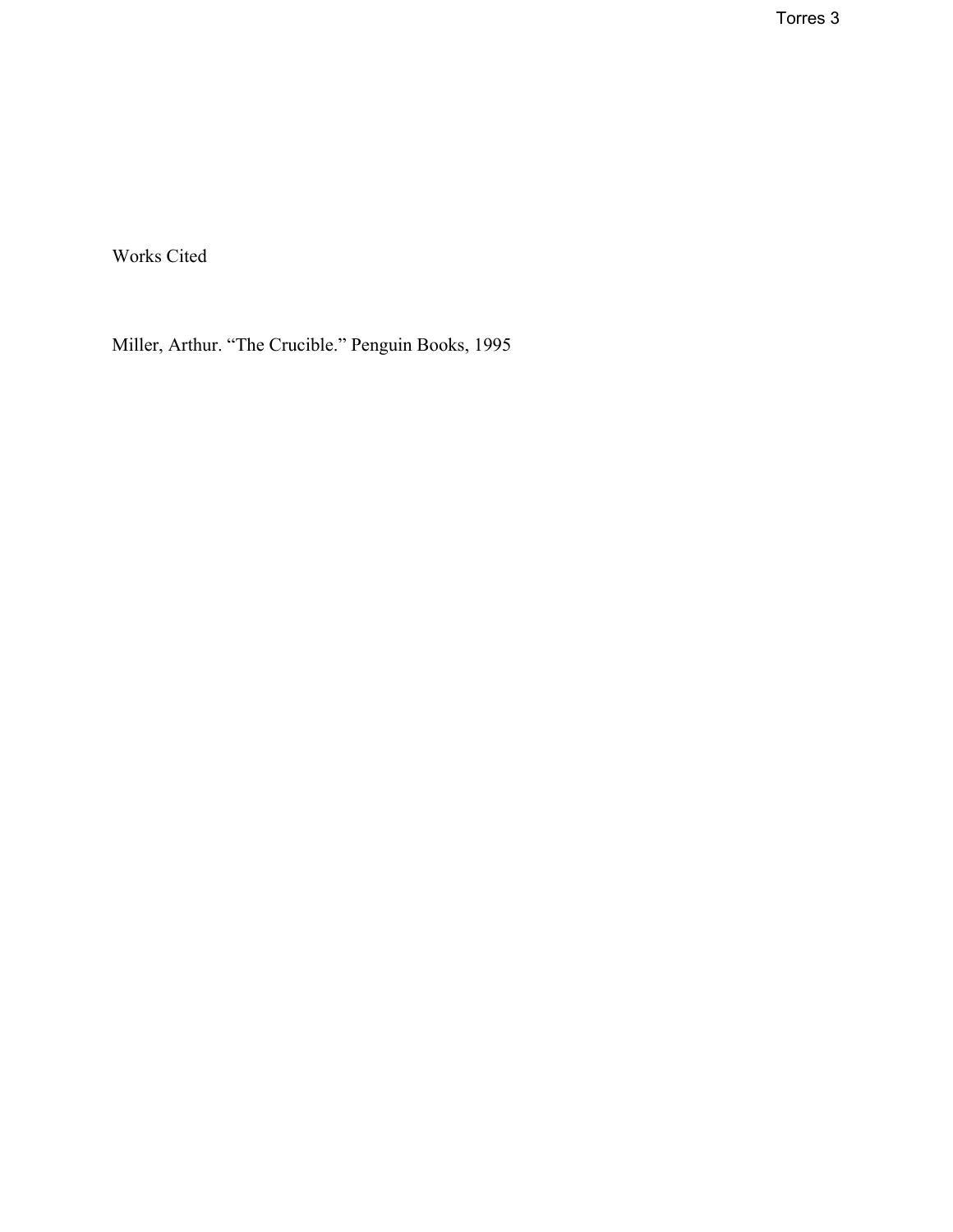Works Cited

Miller, Arthur. “The Crucible.” Penguin Books, 1995